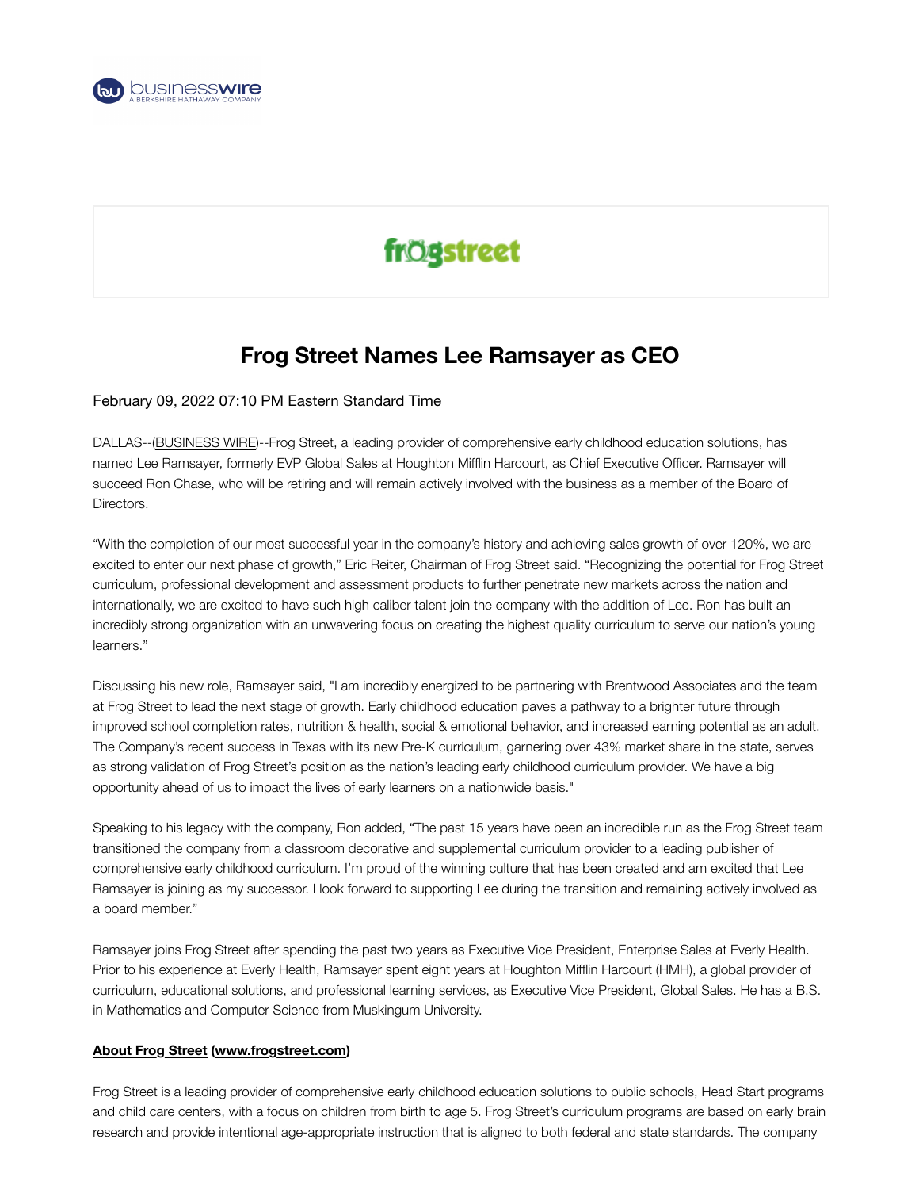# Frog Street Names Lee Ramsayer as CEO

February 09, 2022 07:10 PM Eastern Standard Time

DALLAS--(BUSINESS WIRE)--Frog Street, a leading provider of comprehensive early childhood education solutions, has named Lee Ramsayer, formerly EVP Global Sales at Houghton Mifflin Harcourt, as Chief Executive Officer. Ramsayer will succeed Ron Chase, who will be retiring and will remain actively involved with the business as a member of the Board of Directors.

"With the completion of our most successful year in the company's history and achieving sales growth of over 120%, we are excited to enter our next phase of growth," Eric Reiter, Chairman of Frog Street said. "Recognizing the potential for Frog Street curriculum, professional development and assessment products to further penetrate new markets across the nation and internationally, we are excited to have such high caliber talent join the company with the addition of Lee. Ron has built an incredibly strong organization with an unwavering focus on creating the highest quality curriculum to serve our nation's young learners."

Discussing his new role, Ramsayer said, "I am incredibly energized to be partnering with Brentwood Associates and the team at Frog Street to lead the next stage of growth. Early childhood education paves a pathway to a brighter future through improved school completion rates, nutrition & health, social & emotional behavior, and increased earning potential as an adult. The Company's recent success in Texas with its new Pre-K curriculum, garnering over 43% market share in the state, serves as strong validation of Frog Street's position as the nation's leading early childhood curriculum provider. We have a big opportunity ahead of us to impact the lives of early learners on a nationwide basis."

Speaking to his legacy with the company, Ron added, "The past 15 years have been an incredible run as the Frog Street team transitioned the company from a classroom decorative and supplemental curriculum provider to a leading publisher of comprehensive early childhood curriculum. I'm proud of the winning culture that has been created and am excited that Lee Ramsayer is joining as my successor. I look forward to supporting Lee during the transition and remaining actively involved as a board member."

Ramsayer joins Frog Street after spending the past two years as Executive Vice President, Enterprise Sales at Everly Health. Prior to his experience at Everly Health, Ramsayer spent eight years at Houghton Mifflin Harcourt (HMH), a global provider of curriculum, educational solutions, and professional learning services, as Executive Vice President, Global Sales. He has a B.S. in Mathematics and Computer Science from Muskingum University.

**About Frog Street (www.frogstreet.com)**

Frog Street is a leading provider of comprehensive early childhood education solutions to public schools, Head Start programs and child care centers, with a focus on children from birth to age 5. Frog Street's curriculum programs are based on early brain research and provide intentional age-appropriate instruction that is aligned to both federal and state standards. The company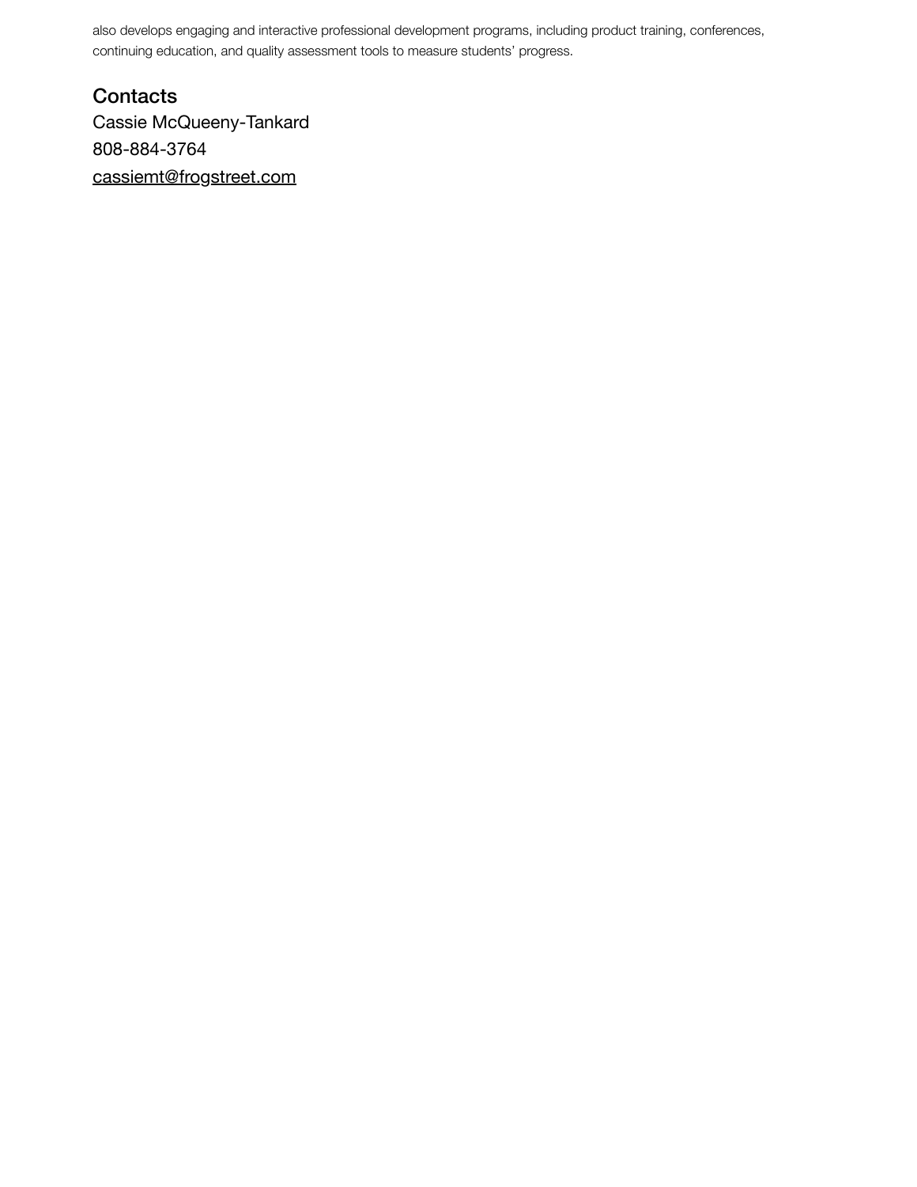also develops engaging and interactive professional development programs, including product training, conferences, continuing education, and quality assessment tools to measure students' progress.

## Contacts

Cassie McQueeny-Tankard

808-884-3764

cassiemt@frogstreet.com